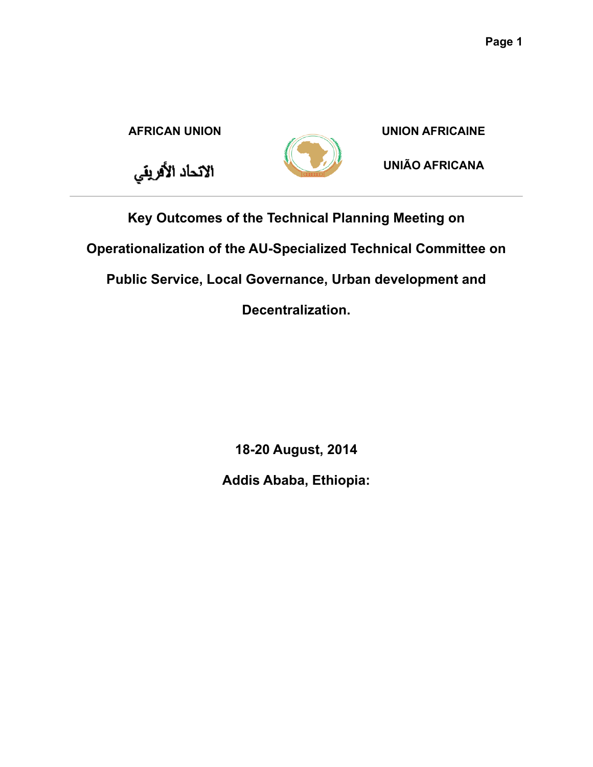AFRICAN UNION

الاتحاد الأفريقي

UNION AFRICAINE

UNIÃO AFRICANA

# Key Outcomes of the Technical Planning Meeting on Operationalization of the AU-Specialized Technical Committee on Public Service, Local Governance, Urban development and Decentralization.

**18-20 August, 2014**

**Addis Ababa, Ethiopia:**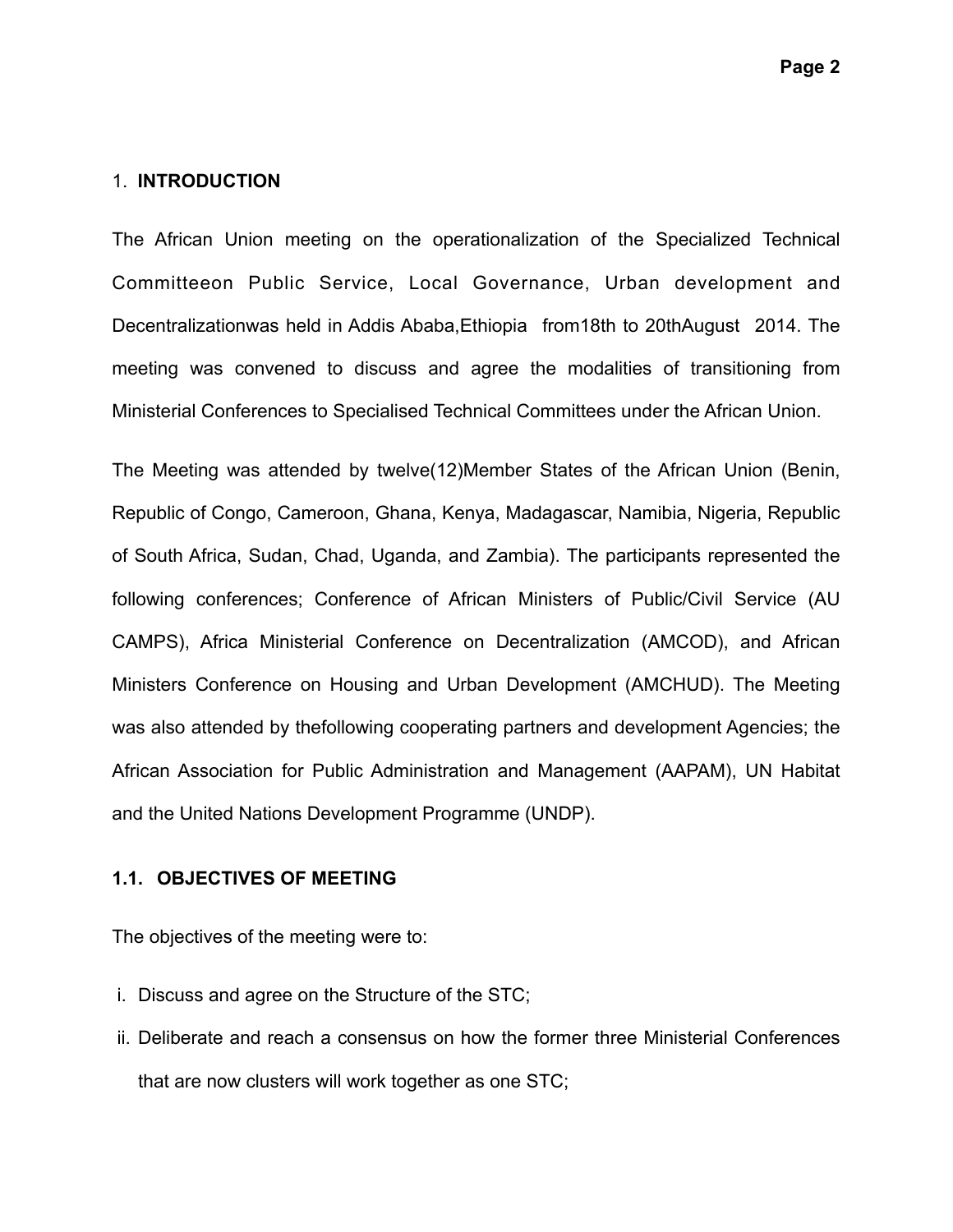## 1. INTRODUCTION

The African Union meeting on the operationalization of the Specialized Technical Committeeon Public Service, Local Governance, Urban development and Decentralizationwas held in Addis Ababa,Ethiopia from18th to 20thAugust 2014. The meeting was convened to discuss and agree the modalities of transitioning from Ministerial Conferences to Specialised Technical Committees under the African Union.

The Meeting was attended by twelve(12)Member States of the African Union (Benin, Republic of Congo, Cameroon, Ghana, Kenya, Madagascar, Namibia, Nigeria, Republic of South Africa, Sudan, Chad, Uganda, and Zambia). The participants represented the following conferences; Conference of African Ministers of Public/Civil Service (AU CAMPS), Africa Ministerial Conference on Decentralization (AMCOD), and African Ministers Conference on Housing and Urban Development (AMCHUD). The Meeting was also attended by thefollowing cooperating partners and development Agencies; the African Association for Public Administration and Management (AAPAM), UN Habitat and the United Nations Development Programme (UNDP).

### 1.1. OBJECTIVES OF MEETING

The objectives of the meeting were to:

i. Discuss and agree on the Structure of the STC;
ii. Deliberate and reach a consensus on how the former three Ministerial Conferences that are now clusters will work together as one STC;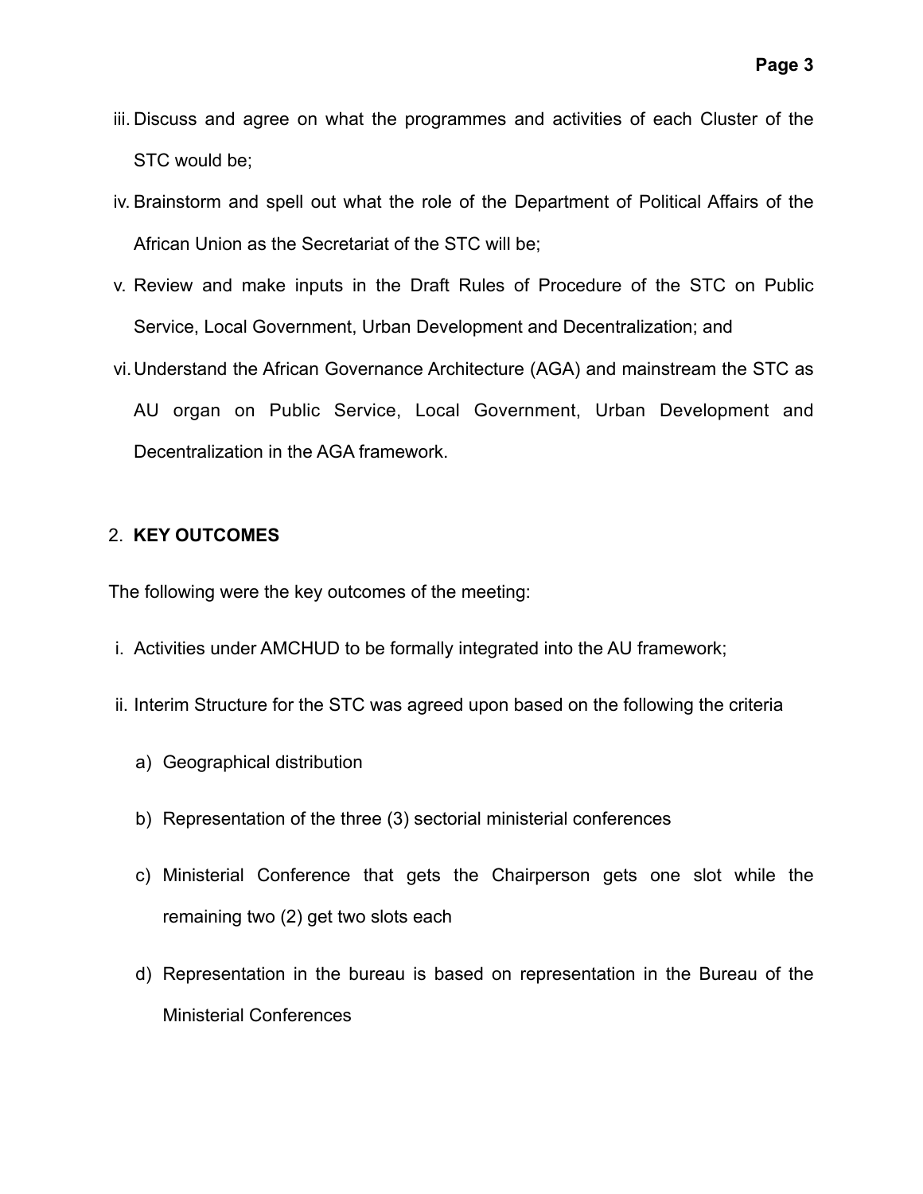iii. Discuss and agree on what the programmes and activities of each Cluster of the STC would be;

iv. Brainstorm and spell out what the role of the Department of Political Affairs of the African Union as the Secretariat of the STC will be;

v. Review and make inputs in the Draft Rules of Procedure of the STC on Public Service, Local Government, Urban Development and Decentralization; and

vi. Understand the African Governance Architecture (AGA) and mainstream the STC as AU organ on Public Service, Local Government, Urban Development and Decentralization in the AGA framework.

## 2. KEY OUTCOMES

The following were the key outcomes of the meeting:

i. Activities under AMCHUD to be formally integrated into the AU framework;

ii. Interim Structure for the STC was agreed upon based on the following the criteria

   a) Geographical distribution

   b) Representation of the three (3) sectorial ministerial conferences

   c) Ministerial Conference that gets the Chairperson gets one slot while the remaining two (2) get two slots each

   d) Representation in the bureau is based on representation in the Bureau of the Ministerial Conferences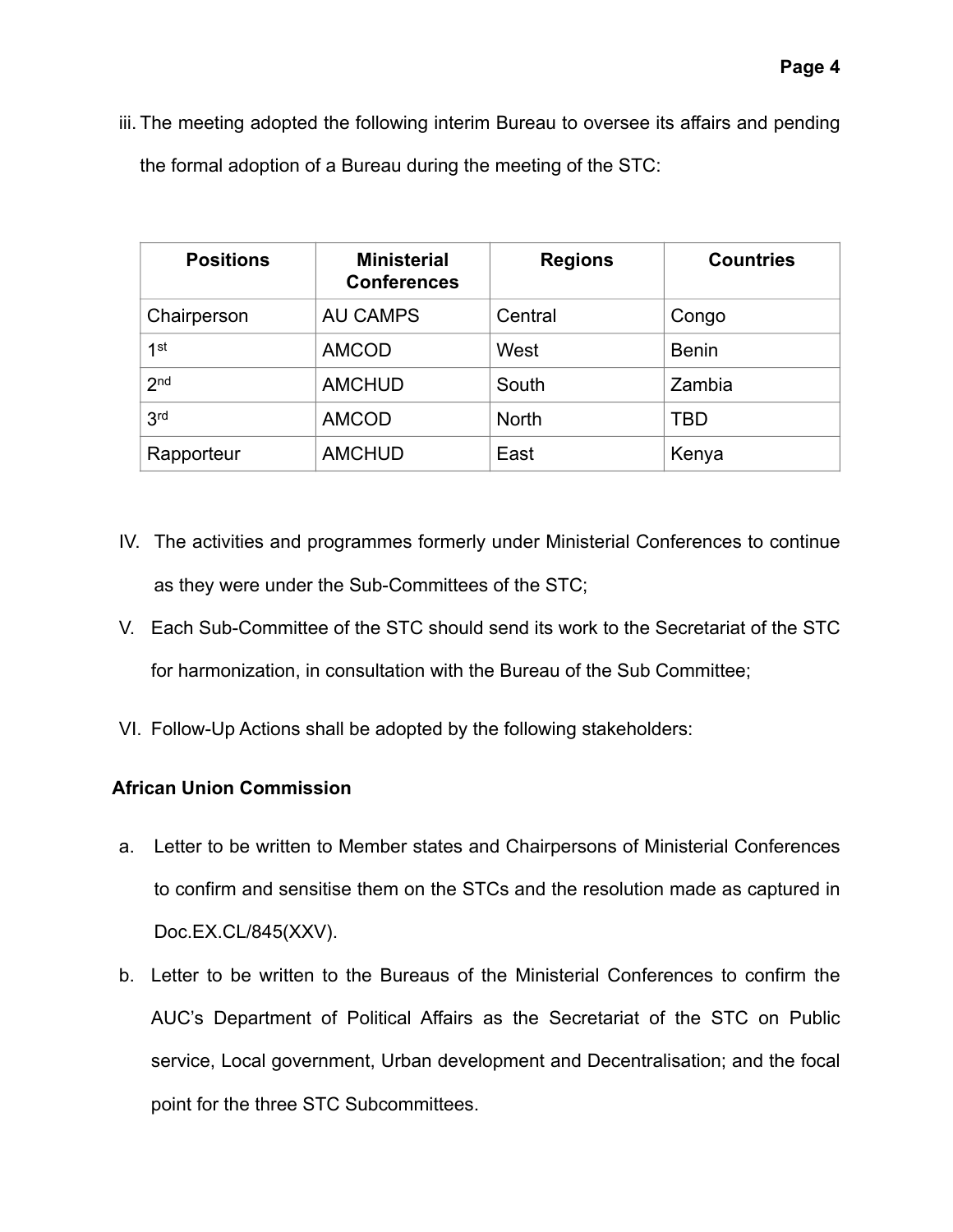iii. The meeting adopted the following interim Bureau to oversee its affairs and pending the formal adoption of a Bureau during the meeting of the STC:

| Positions | Ministerial Conferences | Regions | Countries |
| --- | --- | --- | --- |
| Chairperson | AU CAMPS | Central | Congo |
| 1st | AMCOD | West | Benin |
| 2nd | AMCHUD | South | Zambia |
| 3rd | AMCOD | North | TBD |
| Rapporteur | AMCHUD | East | Kenya |

IV. The activities and programmes formerly under Ministerial Conferences to continue as they were under the Sub-Committees of the STC;

V. Each Sub-Committee of the STC should send its work to the Secretariat of the STC for harmonization, in consultation with the Bureau of the Sub Committee;

VI. Follow-Up Actions shall be adopted by the following stakeholders:

**African Union Commission**

a. Letter to be written to Member states and Chairpersons of Ministerial Conferences to confirm and sensitise them on the STCs and the resolution made as captured in Doc.EX.CL/845(XXV).

b. Letter to be written to the Bureaus of the Ministerial Conferences to confirm the AUC's Department of Political Affairs as the Secretariat of the STC on Public service, Local government, Urban development and Decentralisation; and the focal point for the three STC Subcommittees.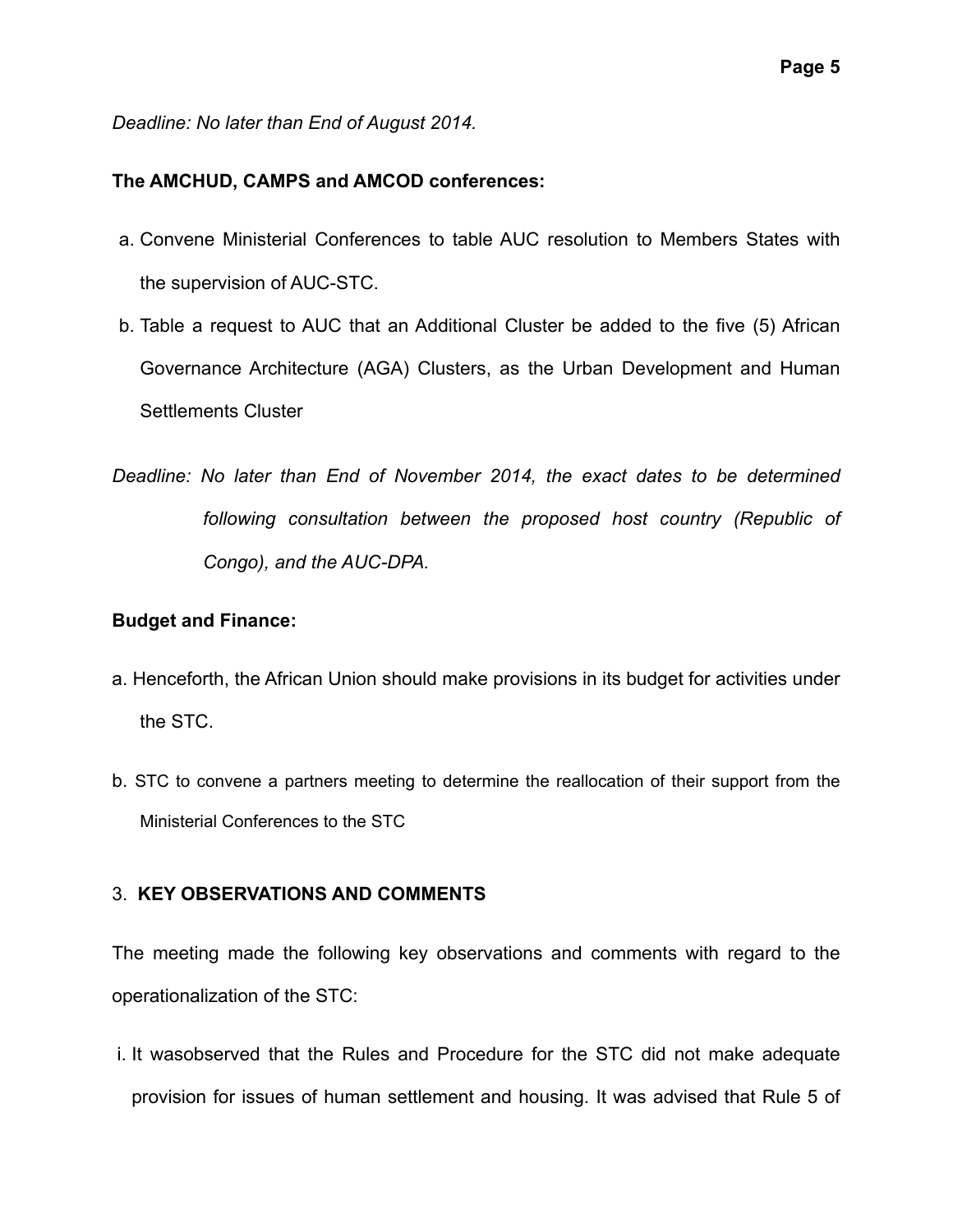*Deadline: No later than End of August 2014.*

**The AMCHUD, CAMPS and AMCOD conferences:**

a. Convene Ministerial Conferences to table AUC resolution to Members States with the supervision of AUC-STC.
b. Table a request to AUC that an Additional Cluster be added to the five (5) African Governance Architecture (AGA) Clusters, as the Urban Development and Human Settlements Cluster

*Deadline: No later than End of November 2014, the exact dates to be determined following consultation between the proposed host country (Republic of Congo), and the AUC-DPA.*

**Budget and Finance:**

a. Henceforth, the African Union should make provisions in its budget for activities under the STC.

b. STC to convene a partners meeting to determine the reallocation of their support from the Ministerial Conferences to the STC

## 3. KEY OBSERVATIONS AND COMMENTS

The meeting made the following key observations and comments with regard to the operationalization of the STC:

i. It wasobserved that the Rules and Procedure for the STC did not make adequate provision for issues of human settlement and housing. It was advised that Rule 5 of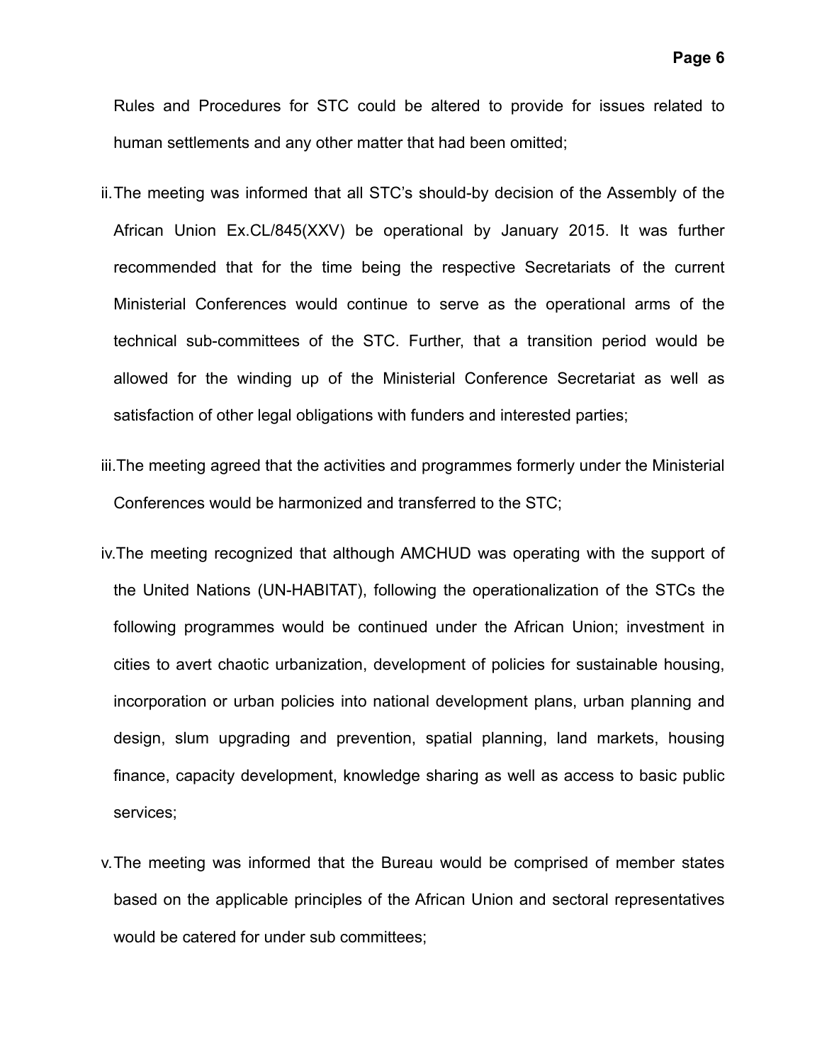Rules and Procedures for STC could be altered to provide for issues related to human settlements and any other matter that had been omitted;

ii. The meeting was informed that all STC's should-by decision of the Assembly of the African Union Ex.CL/845(XXV) be operational by January 2015. It was further recommended that for the time being the respective Secretariats of the current Ministerial Conferences would continue to serve as the operational arms of the technical sub-committees of the STC. Further, that a transition period would be allowed for the winding up of the Ministerial Conference Secretariat as well as satisfaction of other legal obligations with funders and interested parties;

iii. The meeting agreed that the activities and programmes formerly under the Ministerial Conferences would be harmonized and transferred to the STC;

iv. The meeting recognized that although AMCHUD was operating with the support of the United Nations (UN-HABITAT), following the operationalization of the STCs the following programmes would be continued under the African Union; investment in cities to avert chaotic urbanization, development of policies for sustainable housing, incorporation or urban policies into national development plans, urban planning and design, slum upgrading and prevention, spatial planning, land markets, housing finance, capacity development, knowledge sharing as well as access to basic public services;

v. The meeting was informed that the Bureau would be comprised of member states based on the applicable principles of the African Union and sectoral representatives would be catered for under sub committees;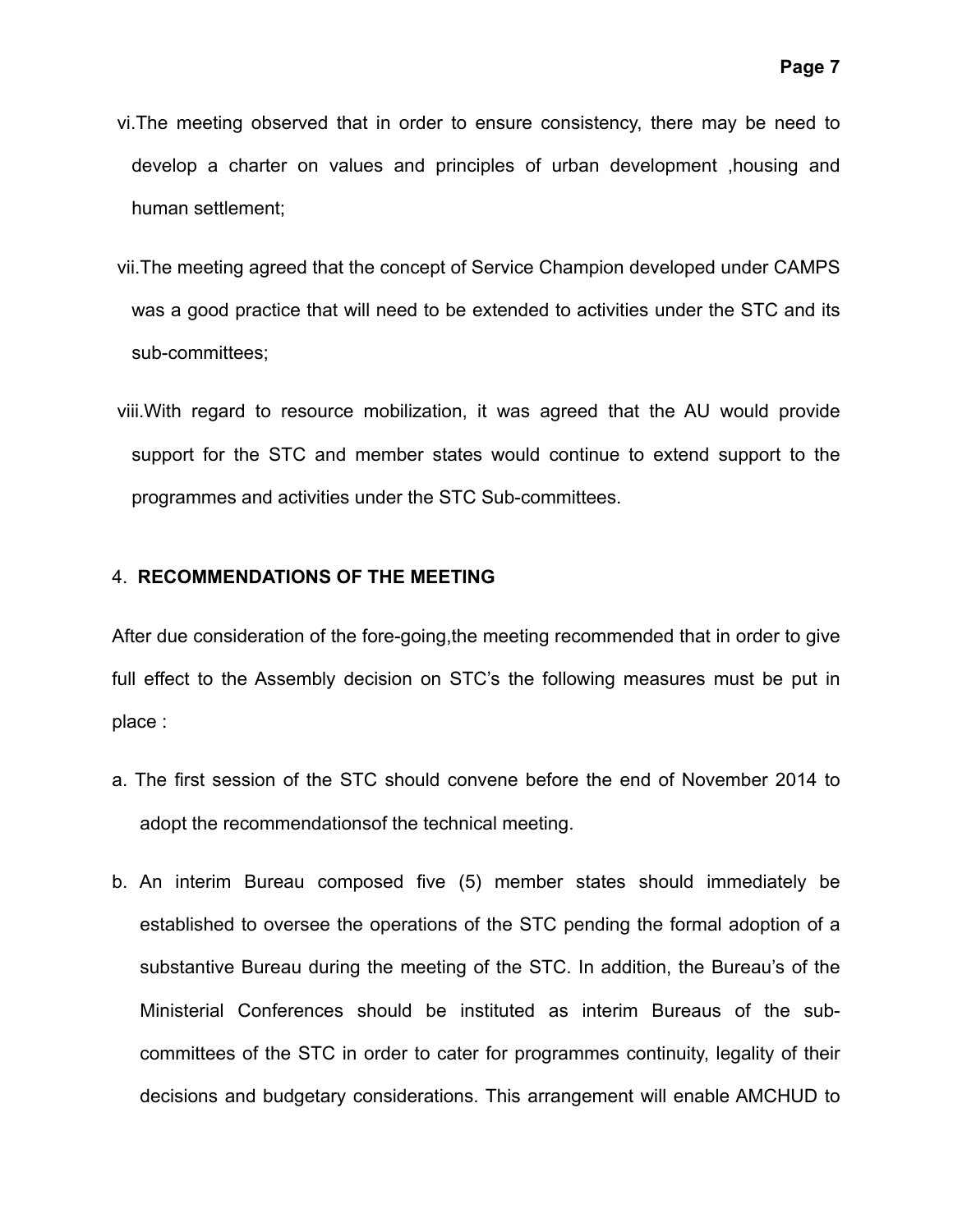vi. The meeting observed that in order to ensure consistency, there may be need to develop a charter on values and principles of urban development ,housing and human settlement;

vii. The meeting agreed that the concept of Service Champion developed under CAMPS was a good practice that will need to be extended to activities under the STC and its sub-committees;

viii. With regard to resource mobilization, it was agreed that the AU would provide support for the STC and member states would continue to extend support to the programmes and activities under the STC Sub-committees.

## 4. **RECOMMENDATIONS OF THE MEETING**

After due consideration of the fore-going,the meeting recommended that in order to give full effect to the Assembly decision on STC's the following measures must be put in place :

a. The first session of the STC should convene before the end of November 2014 to adopt the recommendationsof the technical meeting.

b. An interim Bureau composed five (5) member states should immediately be established to oversee the operations of the STC pending the formal adoption of a substantive Bureau during the meeting of the STC. In addition, the Bureau's of the Ministerial Conferences should be instituted as interim Bureaus of the sub-committees of the STC in order to cater for programmes continuity, legality of their decisions and budgetary considerations. This arrangement will enable AMCHUD to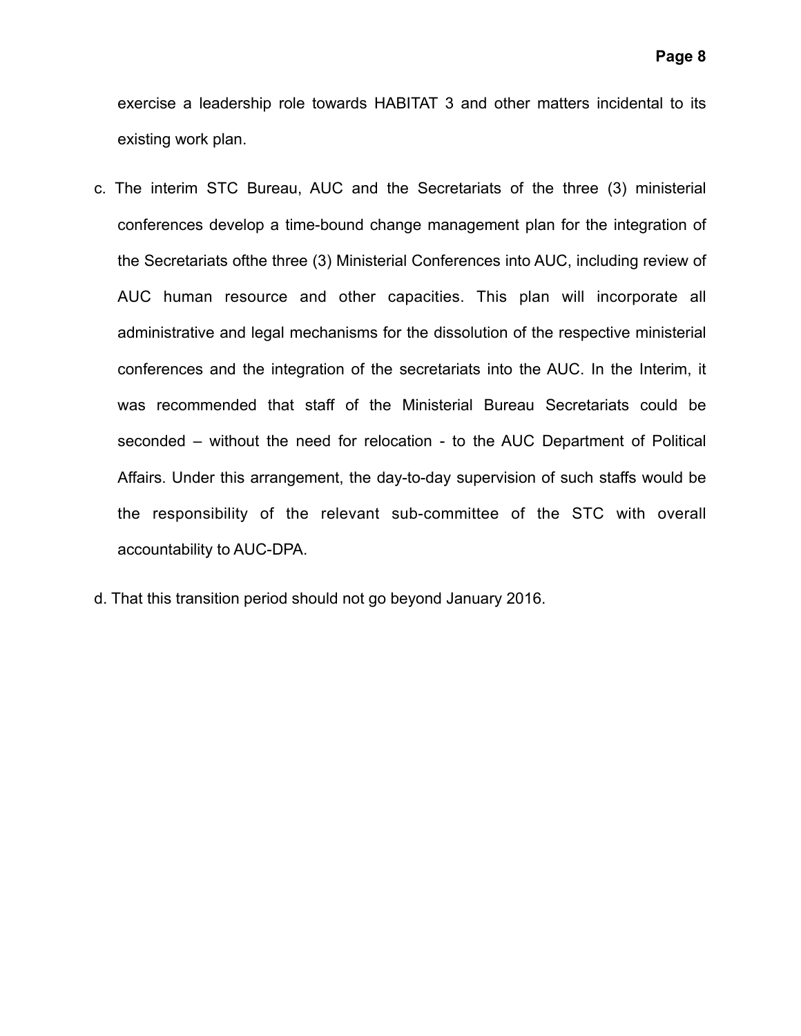exercise a leadership role towards HABITAT 3 and other matters incidental to its existing work plan.

c. The interim STC Bureau, AUC and the Secretariats of the three (3) ministerial conferences develop a time-bound change management plan for the integration of the Secretariats ofthe three (3) Ministerial Conferences into AUC, including review of AUC human resource and other capacities. This plan will incorporate all administrative and legal mechanisms for the dissolution of the respective ministerial conferences and the integration of the secretariats into the AUC. In the Interim, it was recommended that staff of the Ministerial Bureau Secretariats could be seconded – without the need for relocation - to the AUC Department of Political Affairs. Under this arrangement, the day-to-day supervision of such staffs would be the responsibility of the relevant sub-committee of the STC with overall accountability to AUC-DPA.

d. That this transition period should not go beyond January 2016.